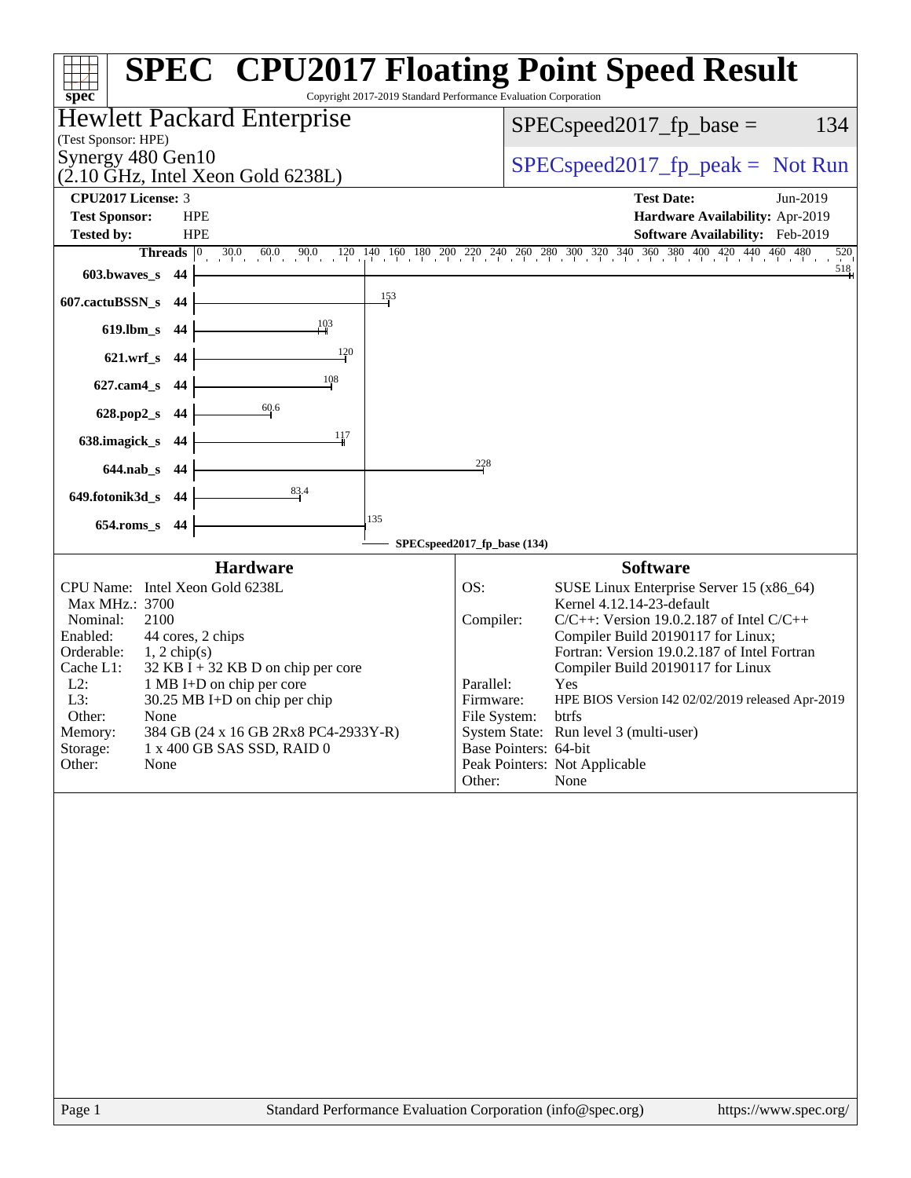# SPEC CPU2017 Floating Point Speed Result

Copyright 2017-2019 Standard Performance Evaluation Corporation

## Hewlett Packard Enterprise

(Test Sponsor: HPE)

Synergy 480 Gen10
(2.10 GHz, Intel Xeon Gold 6238L)

SPECspeed2017_fp_base = 134

SPECspeed2017_fp_peak = Not Run

| | | | |
|---|---|---|---|
| **CPU2017 License:** | 3 | **Test Date:** | Jun-2019 |
| **Test Sponsor:** | HPE | **Hardware Availability:** | Apr-2019 |
| **Tested by:** | HPE | **Software Availability:** | Feb-2019 |

| Benchmark | Threads | Base |
|---|---|---|
| 603.bwaves_s | 44 | 518 |
| 607.cactuBSSN_s | 44 | 153 |
| 619.lbm_s | 44 | 103 |
| 621.wrf_s | 44 | 120 |
| 627.cam4_s | 44 | 108 |
| 628.pop2_s | 44 | 60.6 |
| 638.imagick_s | 44 | 117 |
| 644.nab_s | 44 | 228 |
| 649.fotonik3d_s | 44 | 83.4 |
| 654.roms_s | 44 | 135 |

SPECspeed2017_fp_base (134)

## Hardware

| | |
|---|---|
| CPU Name: | Intel Xeon Gold 6238L |
| Max MHz.: | 3700 |
| Nominal: | 2100 |
| Enabled: | 44 cores, 2 chips |
| Orderable: | 1, 2 chip(s) |
| Cache L1: | 32 KB I + 32 KB D on chip per core |
| L2: | 1 MB I+D on chip per core |
| L3: | 30.25 MB I+D on chip per chip |
| Other: | None |
| Memory: | 384 GB (24 x 16 GB 2Rx8 PC4-2933Y-R) |
| Storage: | 1 x 400 GB SAS SSD, RAID 0 |
| Other: | None |

## Software

| | |
|---|---|
| OS: | SUSE Linux Enterprise Server 15 (x86_64) Kernel 4.12.14-23-default |
| Compiler: | C/C++: Version 19.0.2.187 of Intel C/C++ Compiler Build 20190117 for Linux; Fortran: Version 19.0.2.187 of Intel Fortran Compiler Build 20190117 for Linux |
| Parallel: | Yes |
| Firmware: | HPE BIOS Version I42 02/02/2019 released Apr-2019 |
| File System: | btrfs |
| System State: | Run level 3 (multi-user) |
| Base Pointers: | 64-bit |
| Peak Pointers: | Not Applicable |
| Other: | None |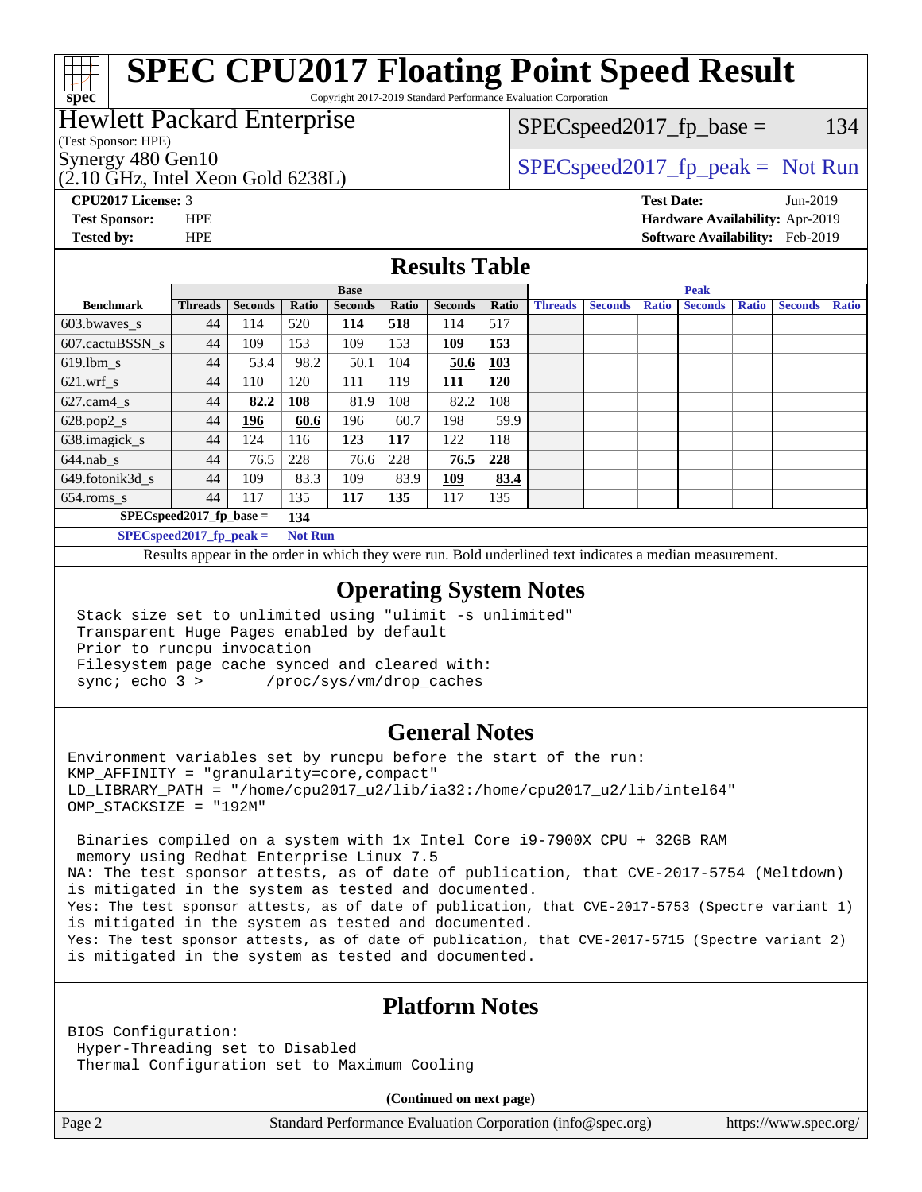# SPEC CPU2017 Floating Point Speed Result

Copyright 2017-2019 Standard Performance Evaluation Corporation

## Hewlett Packard Enterprise

(Test Sponsor: HPE)

Synergy 480 Gen10

(2.10 GHz, Intel Xeon Gold 6238L)

SPECspeed2017_fp_base = 134

SPECspeed2017_fp_peak = Not Run

**CPU2017 License:** 3
**Test Sponsor:** HPE
**Tested by:** HPE

**Test Date:** Jun-2019
**Hardware Availability:** Apr-2019
**Software Availability:** Feb-2019

## Results Table

| Benchmark | Base | | | | | | | Peak | | | | | | |
|---|---|---|---|---|---|---|---|---|---|---|---|---|---|---|
| | Threads | Seconds | Ratio | Seconds | Ratio | Seconds | Ratio | Threads | Seconds | Ratio | Seconds | Ratio | Seconds | Ratio |
| 603.bwaves_s | 44 | 114 | 520 | **114** | **518** | 114 | 517 | | | | | | | |
| 607.cactuBSSN_s | 44 | 109 | 153 | 109 | 153 | **109** | **153** | | | | | | | |
| 619.lbm_s | 44 | 53.4 | 98.2 | 50.1 | 104 | **50.6** | **103** | | | | | | | |
| 621.wrf_s | 44 | 110 | 120 | 111 | 119 | **111** | **120** | | | | | | | |
| 627.cam4_s | 44 | **82.2** | **108** | 81.9 | 108 | 82.2 | 108 | | | | | | | |
| 628.pop2_s | 44 | **196** | **60.6** | 196 | 60.7 | 198 | 59.9 | | | | | | | |
| 638.imagick_s | 44 | 124 | 116 | **123** | **117** | 122 | 118 | | | | | | | |
| 644.nab_s | 44 | 76.5 | 228 | 76.6 | 228 | **76.5** | **228** | | | | | | | |
| 649.fotonik3d_s | 44 | 109 | 83.3 | 109 | 83.9 | **109** | **83.4** | | | | | | | |
| 654.roms_s | 44 | 117 | 135 | **117** | **135** | 117 | 135 | | | | | | | |

**SPECspeed2017_fp_base =** **134**

**SPECspeed2017_fp_peak =** **Not Run**

Results appear in the order in which they were run. Bold underlined text indicates a median measurement.

## Operating System Notes

```
Stack size set to unlimited using "ulimit -s unlimited"
Transparent Huge Pages enabled by default
Prior to runcpu invocation
Filesystem page cache synced and cleared with:
sync; echo 3 >       /proc/sys/vm/drop_caches
```

## General Notes

```
Environment variables set by runcpu before the start of the run:
KMP_AFFINITY = "granularity=core,compact"
LD_LIBRARY_PATH = "/home/cpu2017_u2/lib/ia32:/home/cpu2017_u2/lib/intel64"
OMP_STACKSIZE = "192M"

 Binaries compiled on a system with 1x Intel Core i9-7900X CPU + 32GB RAM
 memory using Redhat Enterprise Linux 7.5
NA: The test sponsor attests, as of date of publication, that CVE-2017-5754 (Meltdown)
is mitigated in the system as tested and documented.
Yes: The test sponsor attests, as of date of publication, that CVE-2017-5753 (Spectre variant 1)
is mitigated in the system as tested and documented.
Yes: The test sponsor attests, as of date of publication, that CVE-2017-5715 (Spectre variant 2)
is mitigated in the system as tested and documented.
```

## Platform Notes

```
BIOS Configuration:
 Hyper-Threading set to Disabled
 Thermal Configuration set to Maximum Cooling
```

**(Continued on next page)**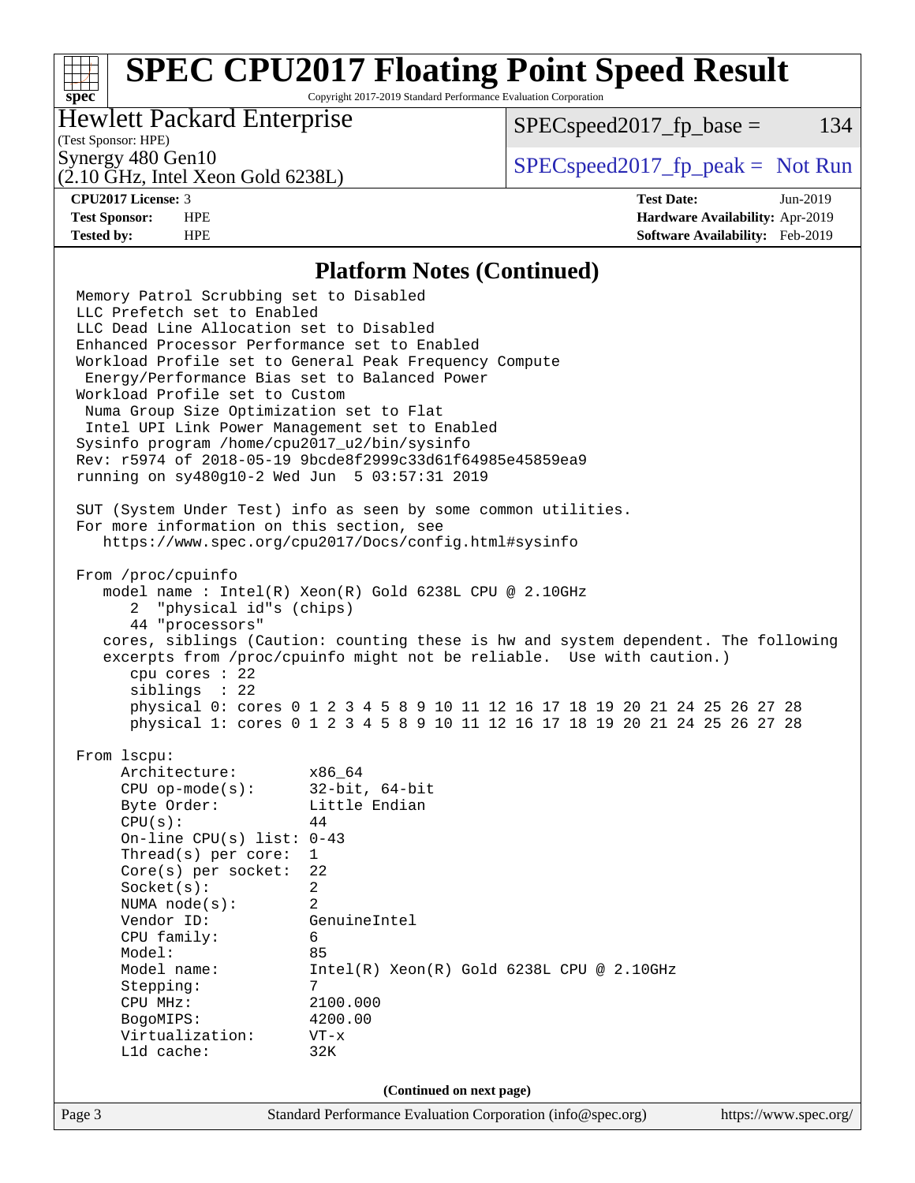## Platform Notes (Continued)

```
Memory Patrol Scrubbing set to Disabled
LLC Prefetch set to Enabled
LLC Dead Line Allocation set to Disabled
Enhanced Processor Performance set to Enabled
Workload Profile set to General Peak Frequency Compute
 Energy/Performance Bias set to Balanced Power
Workload Profile set to Custom
 Numa Group Size Optimization set to Flat
 Intel UPI Link Power Management set to Enabled
Sysinfo program /home/cpu2017_u2/bin/sysinfo
Rev: r5974 of 2018-05-19 9bcde8f2999c33d61f64985e45859ea9
running on sy480g10-2 Wed Jun  5 03:57:31 2019

SUT (System Under Test) info as seen by some common utilities.
For more information on this section, see
   https://www.spec.org/cpu2017/Docs/config.html#sysinfo

From /proc/cpuinfo
   model name : Intel(R) Xeon(R) Gold 6238L CPU @ 2.10GHz
      2  "physical id"s (chips)
      44 "processors"
   cores, siblings (Caution: counting these is hw and system dependent. The following
   excerpts from /proc/cpuinfo might not be reliable.  Use with caution.)
      cpu cores : 22
      siblings  : 22
      physical 0: cores 0 1 2 3 4 5 8 9 10 11 12 16 17 18 19 20 21 24 25 26 27 28
      physical 1: cores 0 1 2 3 4 5 8 9 10 11 12 16 17 18 19 20 21 24 25 26 27 28

From lscpu:
     Architecture:        x86_64
     CPU op-mode(s):      32-bit, 64-bit
     Byte Order:          Little Endian
     CPU(s):              44
     On-line CPU(s) list: 0-43
     Thread(s) per core:  1
     Core(s) per socket:  22
     Socket(s):           2
     NUMA node(s):        2
     Vendor ID:           GenuineIntel
     CPU family:          6
     Model:               85
     Model name:          Intel(R) Xeon(R) Gold 6238L CPU @ 2.10GHz
     Stepping:            7
     CPU MHz:             2100.000
     BogoMIPS:            4200.00
     Virtualization:      VT-x
     L1d cache:           32K
```

(Continued on next page)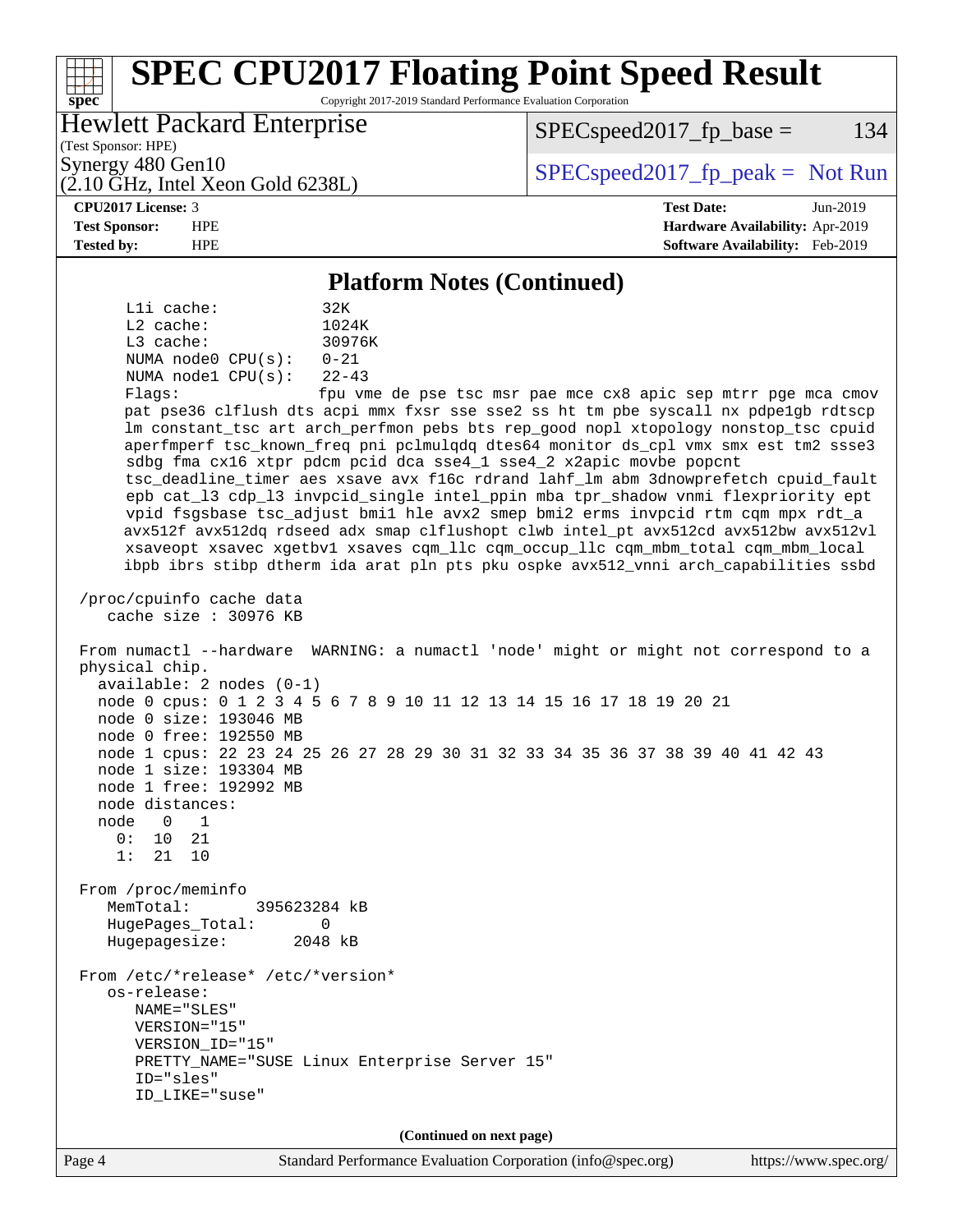## Platform Notes (Continued)

```
      L1i cache:           32K
      L2 cache:            1024K
      L3 cache:            30976K
      NUMA node0 CPU(s):   0-21
      NUMA node1 CPU(s):   22-43
      Flags:               fpu vme de pse tsc msr pae mce cx8 apic sep mtrr pge mca cmov
      pat pse36 clflush dts acpi mmx fxsr sse sse2 ss ht tm pbe syscall nx pdpe1gb rdtscp
      lm constant_tsc art arch_perfmon pebs bts rep_good nopl xtopology nonstop_tsc cpuid
      aperfmperf tsc_known_freq pni pclmulqdq dtes64 monitor ds_cpl vmx smx est tm2 ssse3
      sdbg fma cx16 xtpr pdcm pcid dca sse4_1 sse4_2 x2apic movbe popcnt
      tsc_deadline_timer aes xsave avx f16c rdrand lahf_lm abm 3dnowprefetch cpuid_fault
      epb cat_l3 cdp_l3 invpcid_single intel_ppin mba tpr_shadow vnmi flexpriority ept
      vpid fsgsbase tsc_adjust bmi1 hle avx2 smep bmi2 erms invpcid rtm cqm mpx rdt_a
      avx512f avx512dq rdseed adx smap clflushopt clwb intel_pt avx512cd avx512bw avx512vl
      xsaveopt xsavec xgetbv1 xsaves cqm_llc cqm_occup_llc cqm_mbm_total cqm_mbm_local
      ibpb ibrs stibp dtherm ida arat pln pts pku ospke avx512_vnni arch_capabilities ssbd

 /proc/cpuinfo cache data
    cache size : 30976 KB

 From numactl --hardware  WARNING: a numactl 'node' might or might not correspond to a
 physical chip.
   available: 2 nodes (0-1)
   node 0 cpus: 0 1 2 3 4 5 6 7 8 9 10 11 12 13 14 15 16 17 18 19 20 21
   node 0 size: 193046 MB
   node 0 free: 192550 MB
   node 1 cpus: 22 23 24 25 26 27 28 29 30 31 32 33 34 35 36 37 38 39 40 41 42 43
   node 1 size: 193304 MB
   node 1 free: 192992 MB
   node distances:
   node   0   1
     0:  10  21
     1:  21  10

 From /proc/meminfo
    MemTotal:       395623284 kB
    HugePages_Total:        0
    Hugepagesize:        2048 kB

 From /etc/*release* /etc/*version*
    os-release:
       NAME="SLES"
       VERSION="15"
       VERSION_ID="15"
       PRETTY_NAME="SUSE Linux Enterprise Server 15"
       ID="sles"
       ID_LIKE="suse"
```

**(Continued on next page)**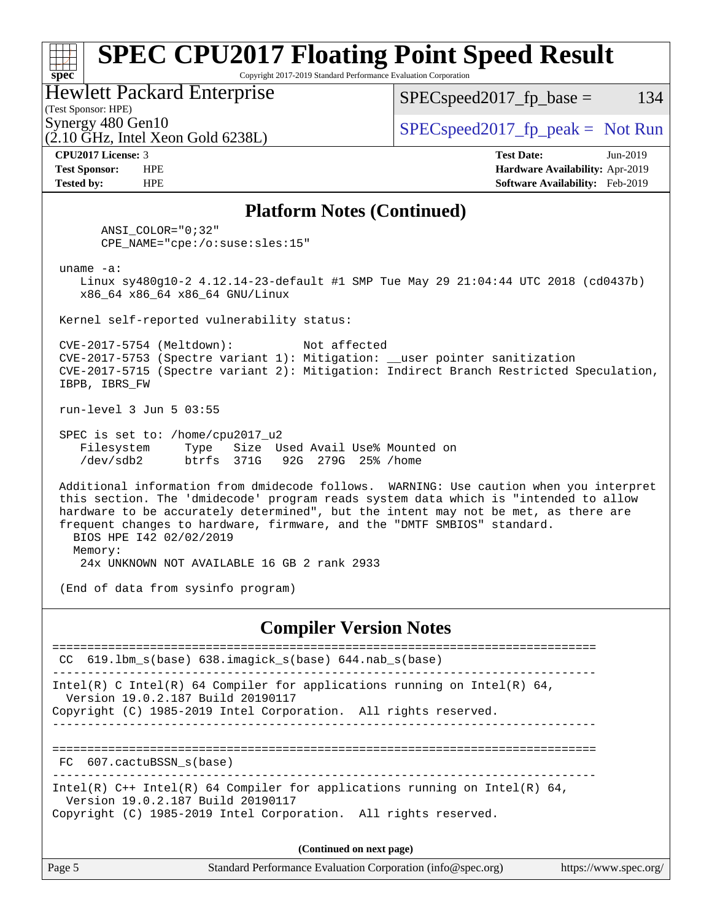# SPEC CPU2017 Floating Point Speed Result

Copyright 2017-2019 Standard Performance Evaluation Corporation

**Hewlett Packard Enterprise**
(Test Sponsor: HPE)
Synergy 480 Gen10
(2.10 GHz, Intel Xeon Gold 6238L)

SPECspeed2017_fp_base = 134

SPECspeed2017_fp_peak = Not Run

**CPU2017 License:** 3
**Test Sponsor:** HPE
**Tested by:** HPE

**Test Date:** Jun-2019
**Hardware Availability:** Apr-2019
**Software Availability:** Feb-2019

## Platform Notes (Continued)

```
      ANSI_COLOR="0;32"
      CPE_NAME="cpe:/o:suse:sles:15"

 uname -a:
    Linux sy480g10-2 4.12.14-23-default #1 SMP Tue May 29 21:04:44 UTC 2018 (cd0437b)
    x86_64 x86_64 x86_64 GNU/Linux

 Kernel self-reported vulnerability status:

 CVE-2017-5754 (Meltdown):          Not affected
 CVE-2017-5753 (Spectre variant 1): Mitigation: __user pointer sanitization
 CVE-2017-5715 (Spectre variant 2): Mitigation: Indirect Branch Restricted Speculation,
 IBPB, IBRS_FW

 run-level 3 Jun 5 03:55

 SPEC is set to: /home/cpu2017_u2
    Filesystem     Type   Size  Used Avail Use% Mounted on
    /dev/sdb2      btrfs  371G   92G  279G  25% /home

 Additional information from dmidecode follows.  WARNING: Use caution when you interpret
 this section. The 'dmidecode' program reads system data which is "intended to allow
 hardware to be accurately determined", but the intent may not be met, as there are
 frequent changes to hardware, firmware, and the "DMTF SMBIOS" standard.
   BIOS HPE I42 02/02/2019
   Memory:
    24x UNKNOWN NOT AVAILABLE 16 GB 2 rank 2933

 (End of data from sysinfo program)
```

## Compiler Version Notes

```
==============================================================================
 CC  619.lbm_s(base) 638.imagick_s(base) 644.nab_s(base)
------------------------------------------------------------------------------
Intel(R) C Intel(R) 64 Compiler for applications running on Intel(R) 64,
  Version 19.0.2.187 Build 20190117
Copyright (C) 1985-2019 Intel Corporation.  All rights reserved.
------------------------------------------------------------------------------

==============================================================================
 FC  607.cactuBSSN_s(base)
------------------------------------------------------------------------------
Intel(R) C++ Intel(R) 64 Compiler for applications running on Intel(R) 64,
  Version 19.0.2.187 Build 20190117
Copyright (C) 1985-2019 Intel Corporation.  All rights reserved.
```

**(Continued on next page)**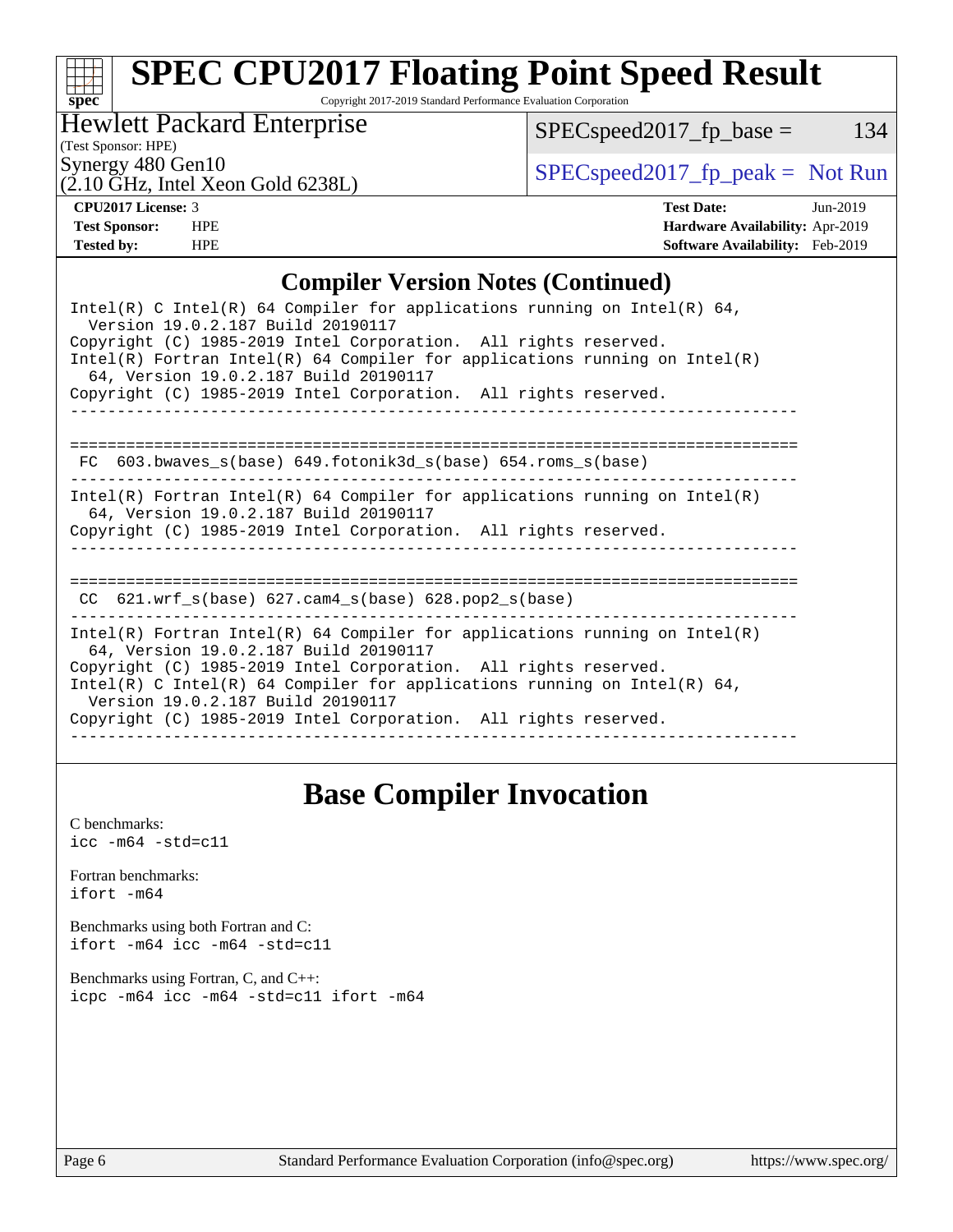# SPEC CPU2017 Floating Point Speed Result

Copyright 2017-2019 Standard Performance Evaluation Corporation

**Hewlett Packard Enterprise**
(Test Sponsor: HPE)
Synergy 480 Gen10
(2.10 GHz, Intel Xeon Gold 6238L)

SPECspeed2017_fp_base = 134

SPECspeed2017_fp_peak = Not Run

| | | | |
|---|---|---|---|
| **CPU2017 License:** | 3 | **Test Date:** | Jun-2019 |
| **Test Sponsor:** | HPE | **Hardware Availability:** | Apr-2019 |
| **Tested by:** | HPE | **Software Availability:** | Feb-2019 |

## Compiler Version Notes (Continued)

```
Intel(R) C Intel(R) 64 Compiler for applications running on Intel(R) 64,
  Version 19.0.2.187 Build 20190117
Copyright (C) 1985-2019 Intel Corporation.  All rights reserved.
Intel(R) Fortran Intel(R) 64 Compiler for applications running on Intel(R)
  64, Version 19.0.2.187 Build 20190117
Copyright (C) 1985-2019 Intel Corporation.  All rights reserved.
------------------------------------------------------------------------------

==============================================================================
 FC  603.bwaves_s(base) 649.fotonik3d_s(base) 654.roms_s(base)
------------------------------------------------------------------------------
Intel(R) Fortran Intel(R) 64 Compiler for applications running on Intel(R)
  64, Version 19.0.2.187 Build 20190117
Copyright (C) 1985-2019 Intel Corporation.  All rights reserved.
------------------------------------------------------------------------------

==============================================================================
 CC  621.wrf_s(base) 627.cam4_s(base) 628.pop2_s(base)
------------------------------------------------------------------------------
Intel(R) Fortran Intel(R) 64 Compiler for applications running on Intel(R)
  64, Version 19.0.2.187 Build 20190117
Copyright (C) 1985-2019 Intel Corporation.  All rights reserved.
Intel(R) C Intel(R) 64 Compiler for applications running on Intel(R) 64,
  Version 19.0.2.187 Build 20190117
Copyright (C) 1985-2019 Intel Corporation.  All rights reserved.
------------------------------------------------------------------------------
```

## Base Compiler Invocation

C benchmarks:
`icc -m64 -std=c11`

Fortran benchmarks:
`ifort -m64`

Benchmarks using both Fortran and C:
`ifort -m64 icc -m64 -std=c11`

Benchmarks using Fortran, C, and C++:
`icpc -m64 icc -m64 -std=c11 ifort -m64`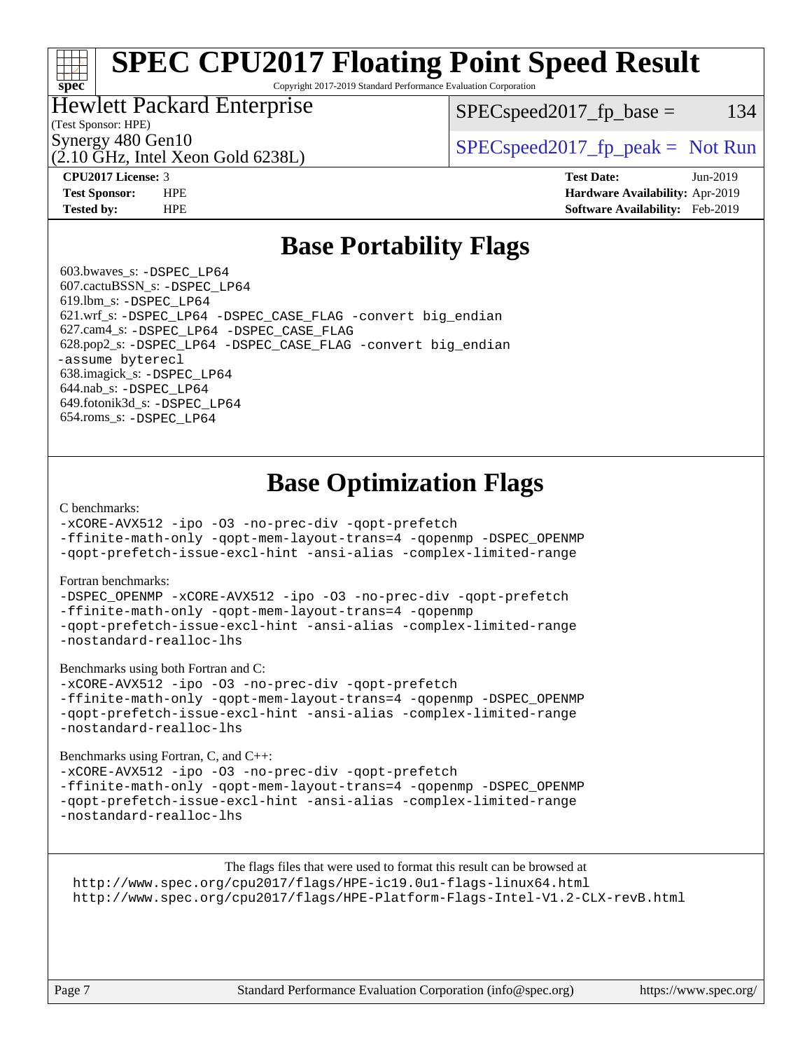# Base Portability Flags

603.bwaves_s: -DSPEC_LP64
607.cactuBSSN_s: -DSPEC_LP64
619.lbm_s: -DSPEC_LP64
621.wrf_s: -DSPEC_LP64 -DSPEC_CASE_FLAG -convert big_endian
627.cam4_s: -DSPEC_LP64 -DSPEC_CASE_FLAG
628.pop2_s: -DSPEC_LP64 -DSPEC_CASE_FLAG -convert big_endian -assume byterecl
638.imagick_s: -DSPEC_LP64
644.nab_s: -DSPEC_LP64
649.fotonik3d_s: -DSPEC_LP64
654.roms_s: -DSPEC_LP64

# Base Optimization Flags

C benchmarks:

-xCORE-AVX512 -ipo -O3 -no-prec-div -qopt-prefetch
-ffinite-math-only -qopt-mem-layout-trans=4 -qopenmp -DSPEC_OPENMP
-qopt-prefetch-issue-excl-hint -ansi-alias -complex-limited-range

Fortran benchmarks:

-DSPEC_OPENMP -xCORE-AVX512 -ipo -O3 -no-prec-div -qopt-prefetch
-ffinite-math-only -qopt-mem-layout-trans=4 -qopenmp
-qopt-prefetch-issue-excl-hint -ansi-alias -complex-limited-range
-nostandard-realloc-lhs

Benchmarks using both Fortran and C:

-xCORE-AVX512 -ipo -O3 -no-prec-div -qopt-prefetch
-ffinite-math-only -qopt-mem-layout-trans=4 -qopenmp -DSPEC_OPENMP
-qopt-prefetch-issue-excl-hint -ansi-alias -complex-limited-range
-nostandard-realloc-lhs

Benchmarks using Fortran, C, and C++:

-xCORE-AVX512 -ipo -O3 -no-prec-div -qopt-prefetch
-ffinite-math-only -qopt-mem-layout-trans=4 -qopenmp -DSPEC_OPENMP
-qopt-prefetch-issue-excl-hint -ansi-alias -complex-limited-range
-nostandard-realloc-lhs

The flags files that were used to format this result can be browsed at
http://www.spec.org/cpu2017/flags/HPE-ic19.0u1-flags-linux64.html
http://www.spec.org/cpu2017/flags/HPE-Platform-Flags-Intel-V1.2-CLX-revB.html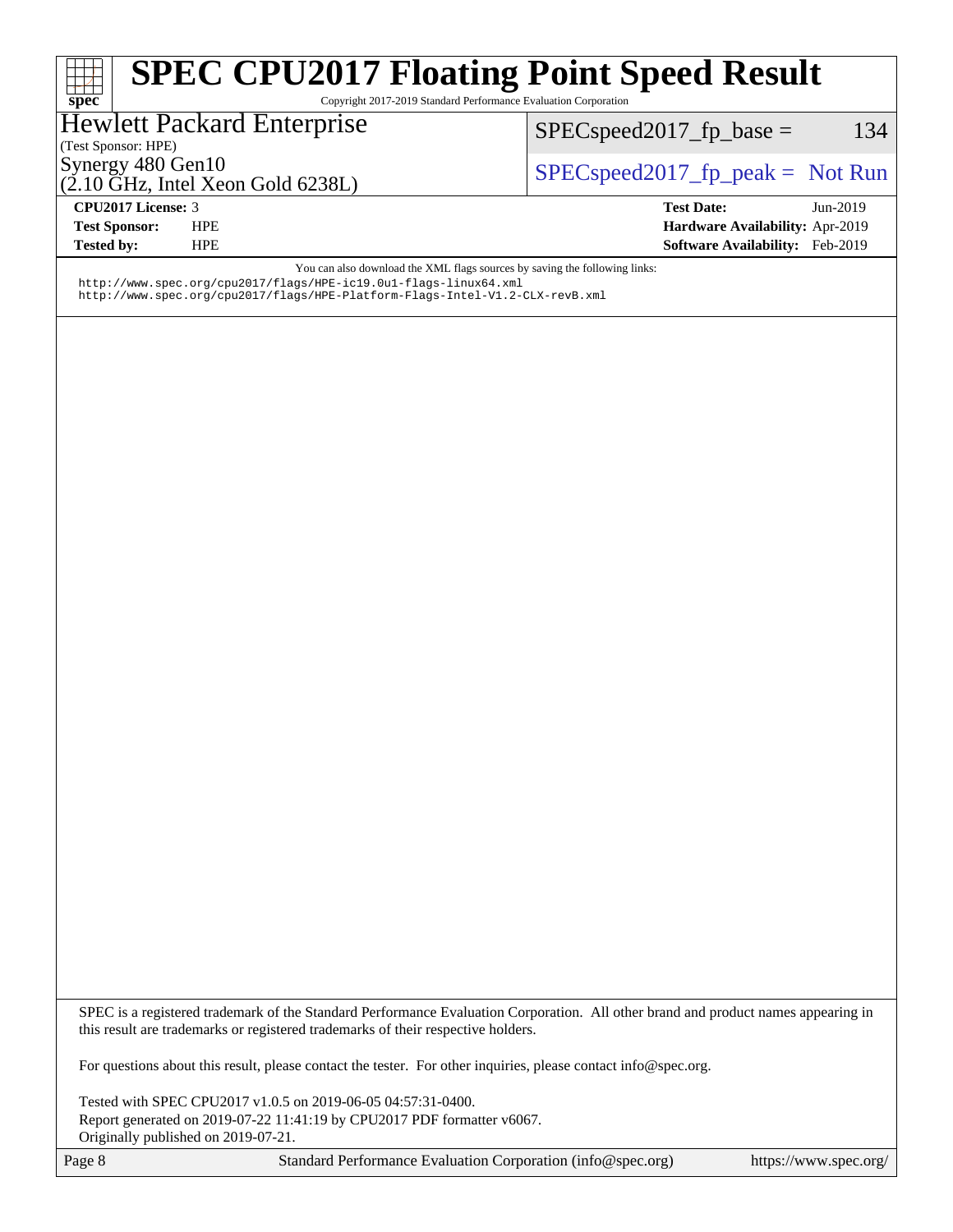# SPEC CPU2017 Floating Point Speed Result

Copyright 2017-2019 Standard Performance Evaluation Corporation

**Hewlett Packard Enterprise**
(Test Sponsor: HPE)
Synergy 480 Gen10
(2.10 GHz, Intel Xeon Gold 6238L)

SPECspeed2017_fp_base = 134

SPECspeed2017_fp_peak = Not Run

| | | | |
|---|---|---|---|
| **CPU2017 License:** | 3 | **Test Date:** | Jun-2019 |
| **Test Sponsor:** | HPE | **Hardware Availability:** | Apr-2019 |
| **Tested by:** | HPE | **Software Availability:** | Feb-2019 |

You can also download the XML flags sources by saving the following links:

http://www.spec.org/cpu2017/flags/HPE-ic19.0u1-flags-linux64.xml
http://www.spec.org/cpu2017/flags/HPE-Platform-Flags-Intel-V1.2-CLX-revB.xml

SPEC is a registered trademark of the Standard Performance Evaluation Corporation. All other brand and product names appearing in this result are trademarks or registered trademarks of their respective holders.

For questions about this result, please contact the tester. For other inquiries, please contact info@spec.org.

Tested with SPEC CPU2017 v1.0.5 on 2019-06-05 04:57:31-0400.
Report generated on 2019-07-22 11:41:19 by CPU2017 PDF formatter v6067.
Originally published on 2019-07-21.